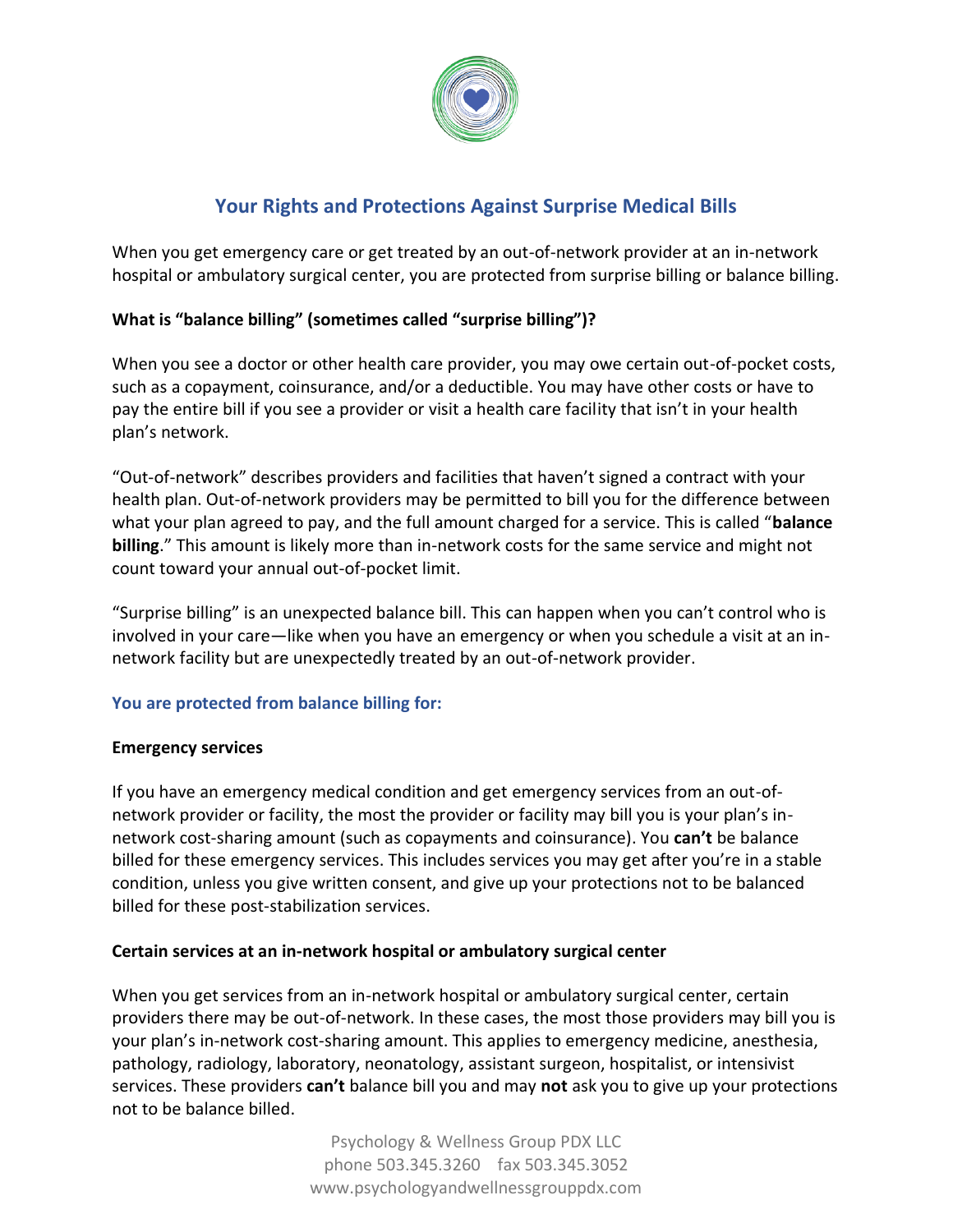## Your Rights and Protections Against Surprise Medical Bills

When you get emergency care or get treated by an out-of-network provider at an in-network hospital or ambulatory surgical center, you are protected from surprise billing or balance billing.

**What is "balance billing" (sometimes called "surprise billing")?**

When you see a doctor or other health care provider, you may owe certain out-of-pocket costs, such as a copayment, coinsurance, and/or a deductible. You may have other costs or have to pay the entire bill if you see a provider or visit a health care facility that isn't in your health plan's network.

"Out-of-network" describes providers and facilities that haven't signed a contract with your health plan. Out-of-network providers may be permitted to bill you for the difference between what your plan agreed to pay, and the full amount charged for a service. This is called "**balance billing**." This amount is likely more than in-network costs for the same service and might not count toward your annual out-of-pocket limit.

"Surprise billing" is an unexpected balance bill. This can happen when you can't control who is involved in your care—like when you have an emergency or when you schedule a visit at an in-network facility but are unexpectedly treated by an out-of-network provider.

### You are protected from balance billing for:

**Emergency services**

If you have an emergency medical condition and get emergency services from an out-of-network provider or facility, the most the provider or facility may bill you is your plan's in-network cost-sharing amount (such as copayments and coinsurance). You **can't** be balance billed for these emergency services. This includes services you may get after you're in a stable condition, unless you give written consent, and give up your protections not to be balanced billed for these post-stabilization services.

**Certain services at an in-network hospital or ambulatory surgical center**

When you get services from an in-network hospital or ambulatory surgical center, certain providers there may be out-of-network. In these cases, the most those providers may bill you is your plan's in-network cost-sharing amount. This applies to emergency medicine, anesthesia, pathology, radiology, laboratory, neonatology, assistant surgeon, hospitalist, or intensivist services. These providers **can't** balance bill you and may **not** ask you to give up your protections not to be balance billed.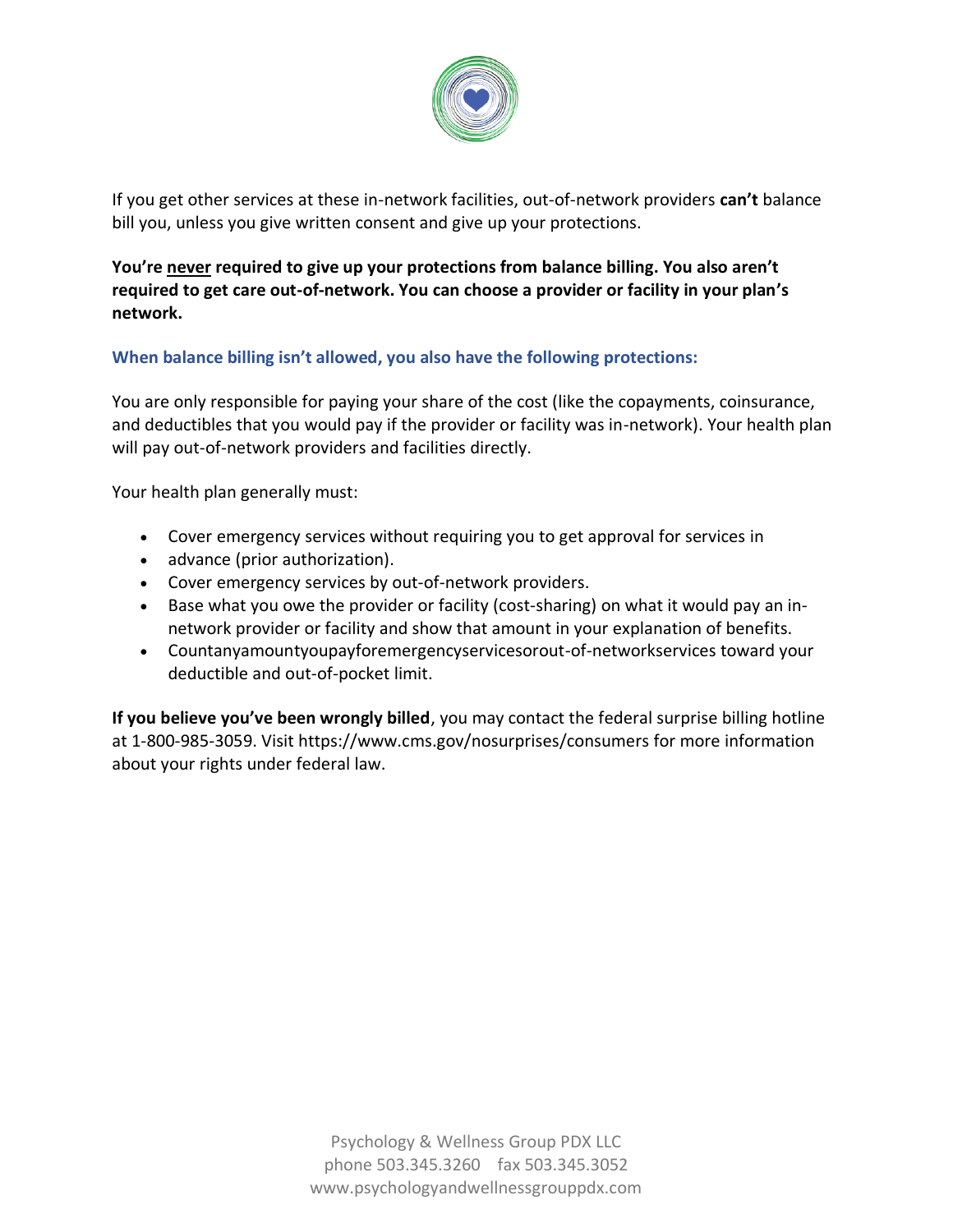If you get other services at these in-network facilities, out-of-network providers **can't** balance bill you, unless you give written consent and give up your protections.

**You're <u>never</u> required to give up your protections from balance billing. You also aren't required to get care out-of-network. You can choose a provider or facility in your plan's network.**

### When balance billing isn't allowed, you also have the following protections:

You are only responsible for paying your share of the cost (like the copayments, coinsurance, and deductibles that you would pay if the provider or facility was in-network). Your health plan will pay out-of-network providers and facilities directly.

Your health plan generally must:

- Cover emergency services without requiring you to get approval for services in
- advance (prior authorization).
- Cover emergency services by out-of-network providers.
- Base what you owe the provider or facility (cost-sharing) on what it would pay an in-network provider or facility and show that amount in your explanation of benefits.
- Countanyamountyoupayforemergencyservicesorout-of-networkservices toward your deductible and out-of-pocket limit.

**If you believe you've been wrongly billed**, you may contact the federal surprise billing hotline at 1-800-985-3059. Visit https://www.cms.gov/nosurprises/consumers for more information about your rights under federal law.

Psychology & Wellness Group PDX LLC
phone 503.345.3260 fax 503.345.3052
www.psychologyandwellnessgrouppdx.com